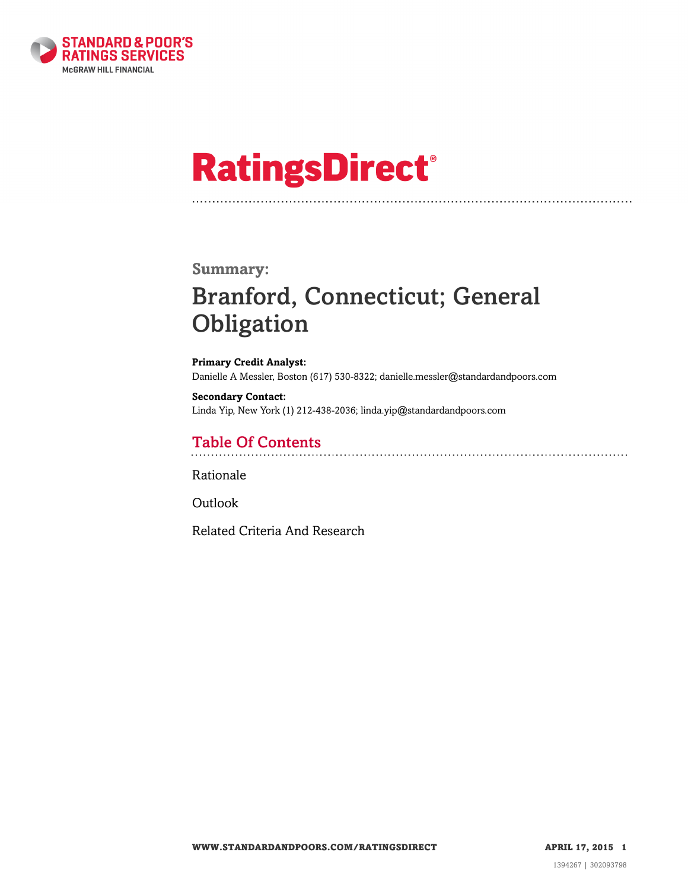# RatingsDirect®

## Summary:

# Branford, Connecticut; General Obligation

**Primary Credit Analyst:**
Danielle A Messler, Boston (617) 530-8322; danielle.messler@standardandpoors.com

**Secondary Contact:**
Linda Yip, New York (1) 212-438-2036; linda.yip@standardandpoors.com

## Table Of Contents

Rationale

Outlook

Related Criteria And Research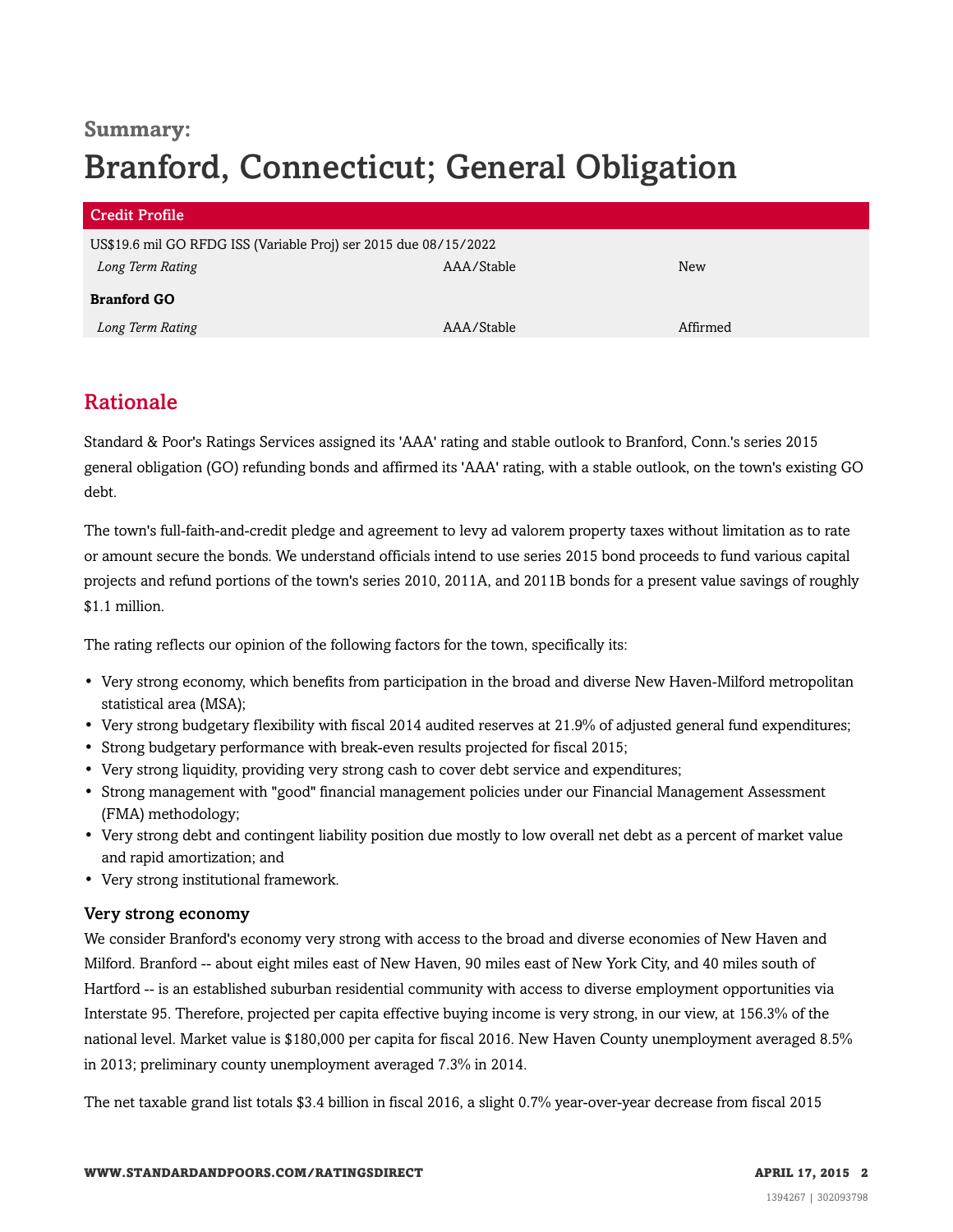**Summary:**

# Branford, Connecticut; General Obligation

| Credit Profile | | |
| --- | --- | --- |
| US$19.6 mil GO RFDG ISS (Variable Proj) ser 2015 due 08/15/2022 | | |
| *Long Term Rating* | AAA/Stable | New |
| **Branford GO** | | |
| *Long Term Rating* | AAA/Stable | Affirmed |

## Rationale

Standard & Poor's Ratings Services assigned its 'AAA' rating and stable outlook to Branford, Conn.'s series 2015 general obligation (GO) refunding bonds and affirmed its 'AAA' rating, with a stable outlook, on the town's existing GO debt.

The town's full-faith-and-credit pledge and agreement to levy ad valorem property taxes without limitation as to rate or amount secure the bonds. We understand officials intend to use series 2015 bond proceeds to fund various capital projects and refund portions of the town's series 2010, 2011A, and 2011B bonds for a present value savings of roughly $1.1 million.

The rating reflects our opinion of the following factors for the town, specifically its:

- Very strong economy, which benefits from participation in the broad and diverse New Haven-Milford metropolitan statistical area (MSA);
- Very strong budgetary flexibility with fiscal 2014 audited reserves at 21.9% of adjusted general fund expenditures;
- Strong budgetary performance with break-even results projected for fiscal 2015;
- Very strong liquidity, providing very strong cash to cover debt service and expenditures;
- Strong management with "good" financial management policies under our Financial Management Assessment (FMA) methodology;
- Very strong debt and contingent liability position due mostly to low overall net debt as a percent of market value and rapid amortization; and
- Very strong institutional framework.

### Very strong economy

We consider Branford's economy very strong with access to the broad and diverse economies of New Haven and Milford. Branford -- about eight miles east of New Haven, 90 miles east of New York City, and 40 miles south of Hartford -- is an established suburban residential community with access to diverse employment opportunities via Interstate 95. Therefore, projected per capita effective buying income is very strong, in our view, at 156.3% of the national level. Market value is $180,000 per capita for fiscal 2016. New Haven County unemployment averaged 8.5% in 2013; preliminary county unemployment averaged 7.3% in 2014.

The net taxable grand list totals $3.4 billion in fiscal 2016, a slight 0.7% year-over-year decrease from fiscal 2015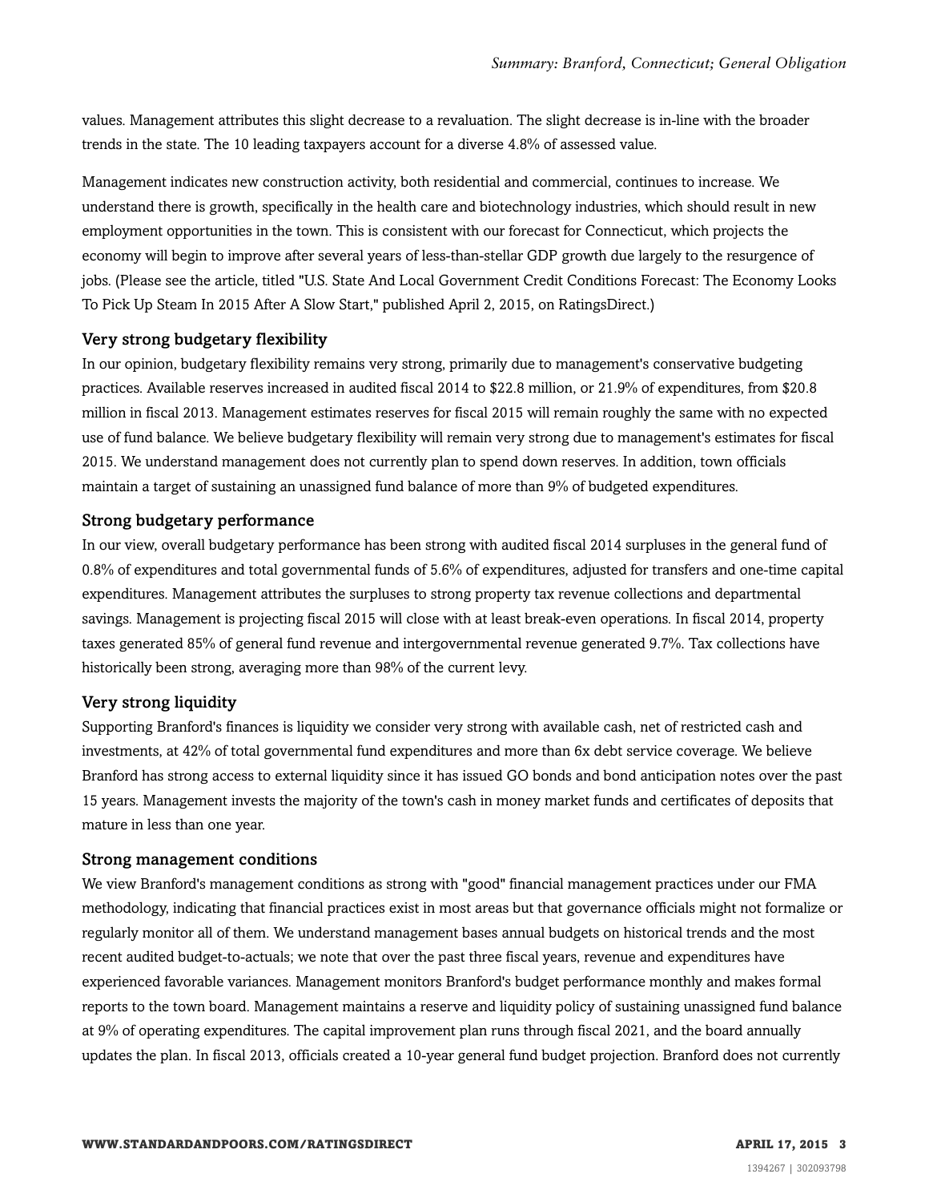values. Management attributes this slight decrease to a revaluation. The slight decrease is in-line with the broader trends in the state. The 10 leading taxpayers account for a diverse 4.8% of assessed value.

Management indicates new construction activity, both residential and commercial, continues to increase. We understand there is growth, specifically in the health care and biotechnology industries, which should result in new employment opportunities in the town. This is consistent with our forecast for Connecticut, which projects the economy will begin to improve after several years of less-than-stellar GDP growth due largely to the resurgence of jobs. (Please see the article, titled "U.S. State And Local Government Credit Conditions Forecast: The Economy Looks To Pick Up Steam In 2015 After A Slow Start," published April 2, 2015, on RatingsDirect.)

### Very strong budgetary flexibility

In our opinion, budgetary flexibility remains very strong, primarily due to management's conservative budgeting practices. Available reserves increased in audited fiscal 2014 to $22.8 million, or 21.9% of expenditures, from $20.8 million in fiscal 2013. Management estimates reserves for fiscal 2015 will remain roughly the same with no expected use of fund balance. We believe budgetary flexibility will remain very strong due to management's estimates for fiscal 2015. We understand management does not currently plan to spend down reserves. In addition, town officials maintain a target of sustaining an unassigned fund balance of more than 9% of budgeted expenditures.

### Strong budgetary performance

In our view, overall budgetary performance has been strong with audited fiscal 2014 surpluses in the general fund of 0.8% of expenditures and total governmental funds of 5.6% of expenditures, adjusted for transfers and one-time capital expenditures. Management attributes the surpluses to strong property tax revenue collections and departmental savings. Management is projecting fiscal 2015 will close with at least break-even operations. In fiscal 2014, property taxes generated 85% of general fund revenue and intergovernmental revenue generated 9.7%. Tax collections have historically been strong, averaging more than 98% of the current levy.

### Very strong liquidity

Supporting Branford's finances is liquidity we consider very strong with available cash, net of restricted cash and investments, at 42% of total governmental fund expenditures and more than 6x debt service coverage. We believe Branford has strong access to external liquidity since it has issued GO bonds and bond anticipation notes over the past 15 years. Management invests the majority of the town's cash in money market funds and certificates of deposits that mature in less than one year.

### Strong management conditions

We view Branford's management conditions as strong with "good" financial management practices under our FMA methodology, indicating that financial practices exist in most areas but that governance officials might not formalize or regularly monitor all of them. We understand management bases annual budgets on historical trends and the most recent audited budget-to-actuals; we note that over the past three fiscal years, revenue and expenditures have experienced favorable variances. Management monitors Branford's budget performance monthly and makes formal reports to the town board. Management maintains a reserve and liquidity policy of sustaining unassigned fund balance at 9% of operating expenditures. The capital improvement plan runs through fiscal 2021, and the board annually updates the plan. In fiscal 2013, officials created a 10-year general fund budget projection. Branford does not currently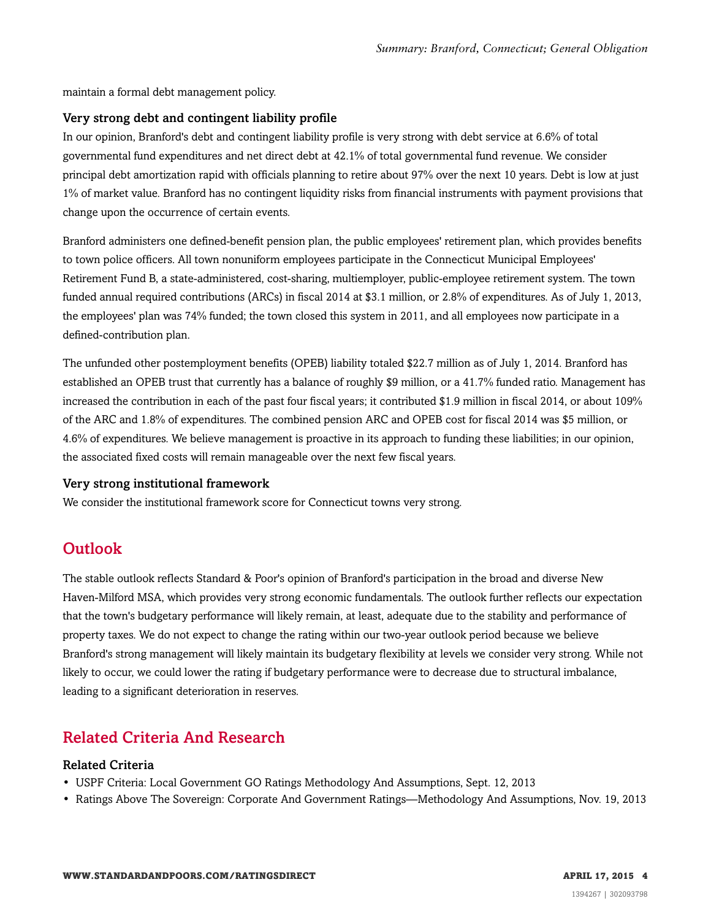maintain a formal debt management policy.

### Very strong debt and contingent liability profile

In our opinion, Branford's debt and contingent liability profile is very strong with debt service at 6.6% of total governmental fund expenditures and net direct debt at 42.1% of total governmental fund revenue. We consider principal debt amortization rapid with officials planning to retire about 97% over the next 10 years. Debt is low at just 1% of market value. Branford has no contingent liquidity risks from financial instruments with payment provisions that change upon the occurrence of certain events.

Branford administers one defined-benefit pension plan, the public employees' retirement plan, which provides benefits to town police officers. All town nonuniform employees participate in the Connecticut Municipal Employees' Retirement Fund B, a state-administered, cost-sharing, multiemployer, public-employee retirement system. The town funded annual required contributions (ARCs) in fiscal 2014 at $3.1 million, or 2.8% of expenditures. As of July 1, 2013, the employees' plan was 74% funded; the town closed this system in 2011, and all employees now participate in a defined-contribution plan.

The unfunded other postemployment benefits (OPEB) liability totaled $22.7 million as of July 1, 2014. Branford has established an OPEB trust that currently has a balance of roughly $9 million, or a 41.7% funded ratio. Management has increased the contribution in each of the past four fiscal years; it contributed $1.9 million in fiscal 2014, or about 109% of the ARC and 1.8% of expenditures. The combined pension ARC and OPEB cost for fiscal 2014 was $5 million, or 4.6% of expenditures. We believe management is proactive in its approach to funding these liabilities; in our opinion, the associated fixed costs will remain manageable over the next few fiscal years.

### Very strong institutional framework

We consider the institutional framework score for Connecticut towns very strong.

## Outlook

The stable outlook reflects Standard & Poor's opinion of Branford's participation in the broad and diverse New Haven-Milford MSA, which provides very strong economic fundamentals. The outlook further reflects our expectation that the town's budgetary performance will likely remain, at least, adequate due to the stability and performance of property taxes. We do not expect to change the rating within our two-year outlook period because we believe Branford's strong management will likely maintain its budgetary flexibility at levels we consider very strong. While not likely to occur, we could lower the rating if budgetary performance were to decrease due to structural imbalance, leading to a significant deterioration in reserves.

## Related Criteria And Research

### Related Criteria

- USPF Criteria: Local Government GO Ratings Methodology And Assumptions, Sept. 12, 2013
- Ratings Above The Sovereign: Corporate And Government Ratings—Methodology And Assumptions, Nov. 19, 2013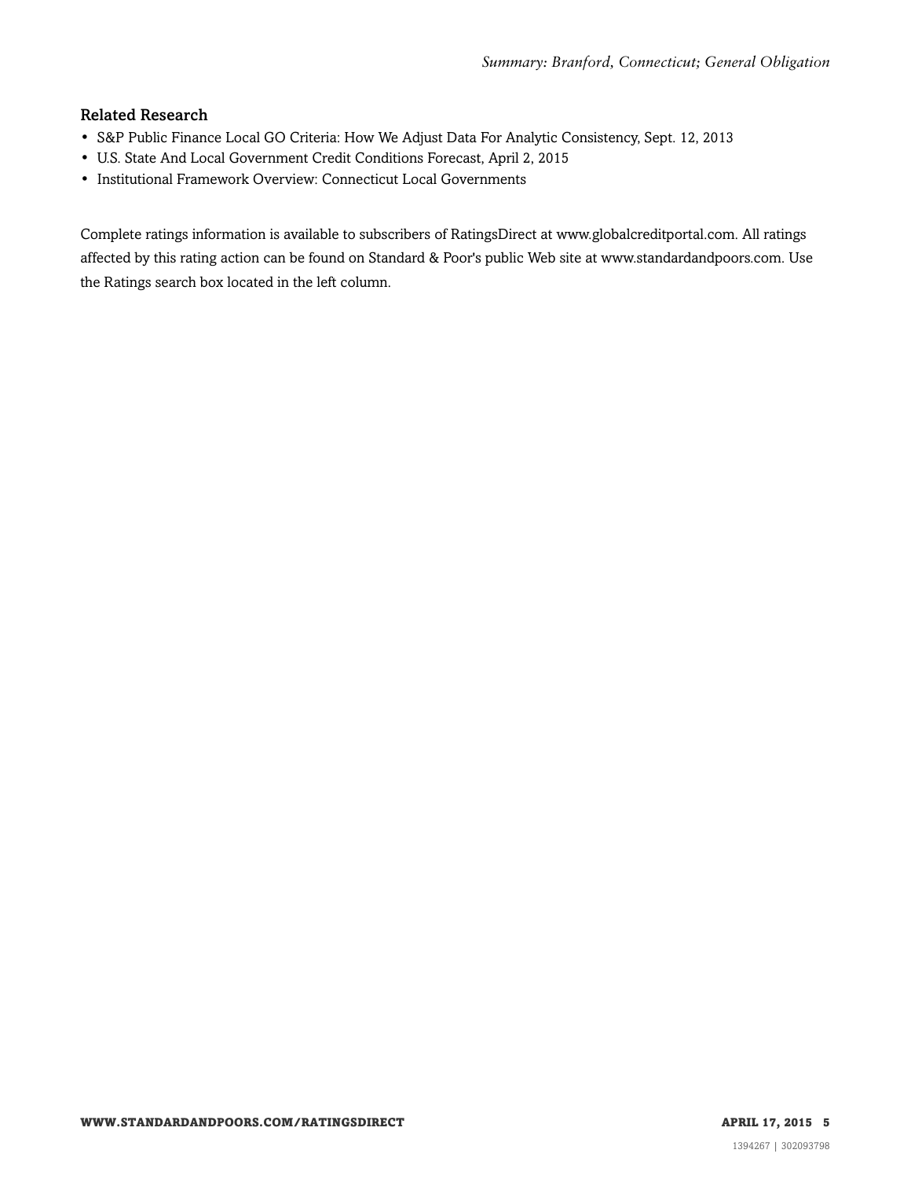### Related Research

- S&P Public Finance Local GO Criteria: How We Adjust Data For Analytic Consistency, Sept. 12, 2013
- U.S. State And Local Government Credit Conditions Forecast, April 2, 2015
- Institutional Framework Overview: Connecticut Local Governments

Complete ratings information is available to subscribers of RatingsDirect at www.globalcreditportal.com. All ratings affected by this rating action can be found on Standard & Poor's public Web site at www.standardandpoors.com. Use the Ratings search box located in the left column.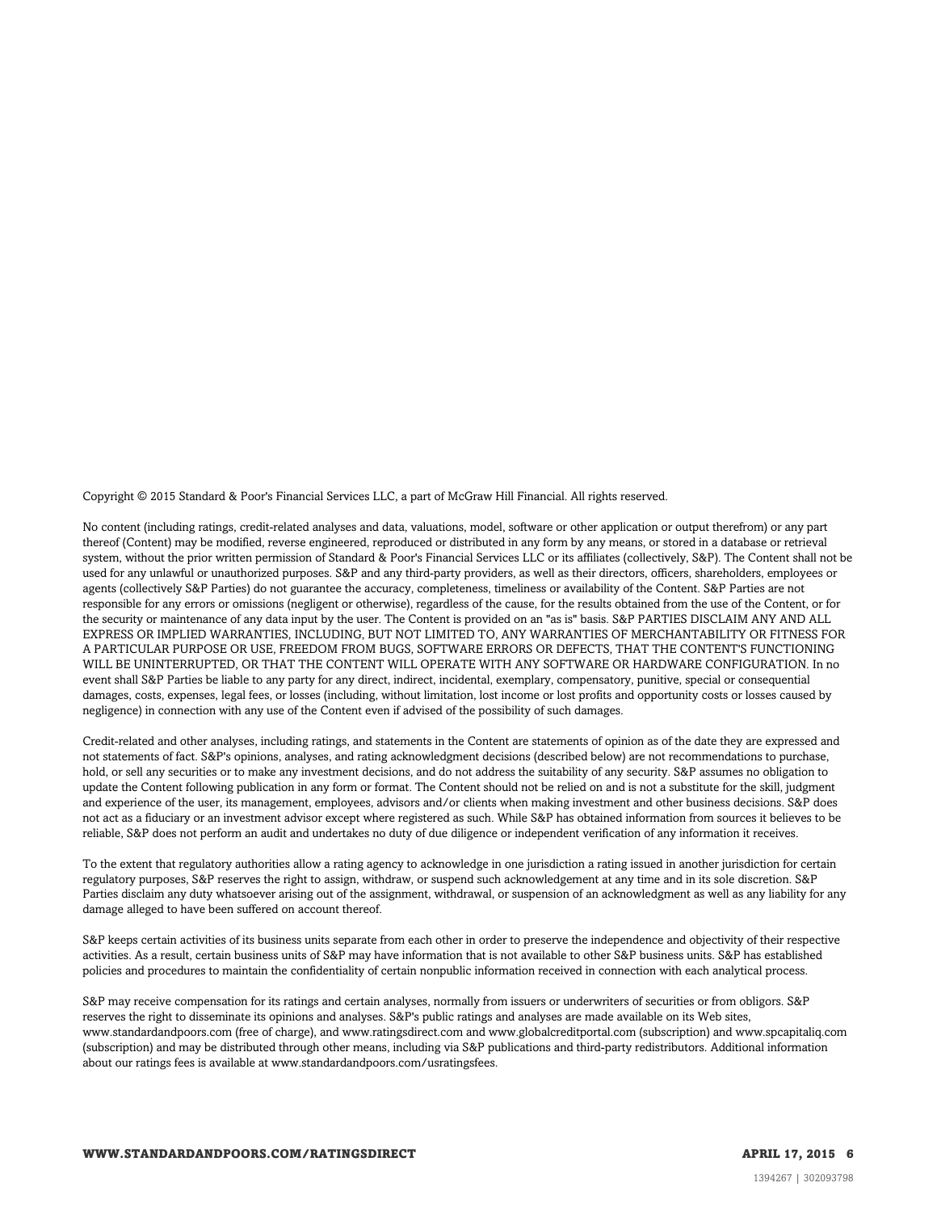Copyright © 2015 Standard & Poor's Financial Services LLC, a part of McGraw Hill Financial. All rights reserved.

No content (including ratings, credit-related analyses and data, valuations, model, software or other application or output therefrom) or any part thereof (Content) may be modified, reverse engineered, reproduced or distributed in any form by any means, or stored in a database or retrieval system, without the prior written permission of Standard & Poor's Financial Services LLC or its affiliates (collectively, S&P). The Content shall not be used for any unlawful or unauthorized purposes. S&P and any third-party providers, as well as their directors, officers, shareholders, employees or agents (collectively S&P Parties) do not guarantee the accuracy, completeness, timeliness or availability of the Content. S&P Parties are not responsible for any errors or omissions (negligent or otherwise), regardless of the cause, for the results obtained from the use of the Content, or for the security or maintenance of any data input by the user. The Content is provided on an "as is" basis. S&P PARTIES DISCLAIM ANY AND ALL EXPRESS OR IMPLIED WARRANTIES, INCLUDING, BUT NOT LIMITED TO, ANY WARRANTIES OF MERCHANTABILITY OR FITNESS FOR A PARTICULAR PURPOSE OR USE, FREEDOM FROM BUGS, SOFTWARE ERRORS OR DEFECTS, THAT THE CONTENT'S FUNCTIONING WILL BE UNINTERRUPTED, OR THAT THE CONTENT WILL OPERATE WITH ANY SOFTWARE OR HARDWARE CONFIGURATION. In no event shall S&P Parties be liable to any party for any direct, indirect, incidental, exemplary, compensatory, punitive, special or consequential damages, costs, expenses, legal fees, or losses (including, without limitation, lost income or lost profits and opportunity costs or losses caused by negligence) in connection with any use of the Content even if advised of the possibility of such damages.

Credit-related and other analyses, including ratings, and statements in the Content are statements of opinion as of the date they are expressed and not statements of fact. S&P's opinions, analyses, and rating acknowledgment decisions (described below) are not recommendations to purchase, hold, or sell any securities or to make any investment decisions, and do not address the suitability of any security. S&P assumes no obligation to update the Content following publication in any form or format. The Content should not be relied on and is not a substitute for the skill, judgment and experience of the user, its management, employees, advisors and/or clients when making investment and other business decisions. S&P does not act as a fiduciary or an investment advisor except where registered as such. While S&P has obtained information from sources it believes to be reliable, S&P does not perform an audit and undertakes no duty of due diligence or independent verification of any information it receives.

To the extent that regulatory authorities allow a rating agency to acknowledge in one jurisdiction a rating issued in another jurisdiction for certain regulatory purposes, S&P reserves the right to assign, withdraw, or suspend such acknowledgement at any time and in its sole discretion. S&P Parties disclaim any duty whatsoever arising out of the assignment, withdrawal, or suspension of an acknowledgment as well as any liability for any damage alleged to have been suffered on account thereof.

S&P keeps certain activities of its business units separate from each other in order to preserve the independence and objectivity of their respective activities. As a result, certain business units of S&P may have information that is not available to other S&P business units. S&P has established policies and procedures to maintain the confidentiality of certain nonpublic information received in connection with each analytical process.

S&P may receive compensation for its ratings and certain analyses, normally from issuers or underwriters of securities or from obligors. S&P reserves the right to disseminate its opinions and analyses. S&P's public ratings and analyses are made available on its Web sites, www.standardandpoors.com (free of charge), and www.ratingsdirect.com and www.globalcreditportal.com (subscription) and www.spcapitaliq.com (subscription) and may be distributed through other means, including via S&P publications and third-party redistributors. Additional information about our ratings fees is available at www.standardandpoors.com/usratingsfees.